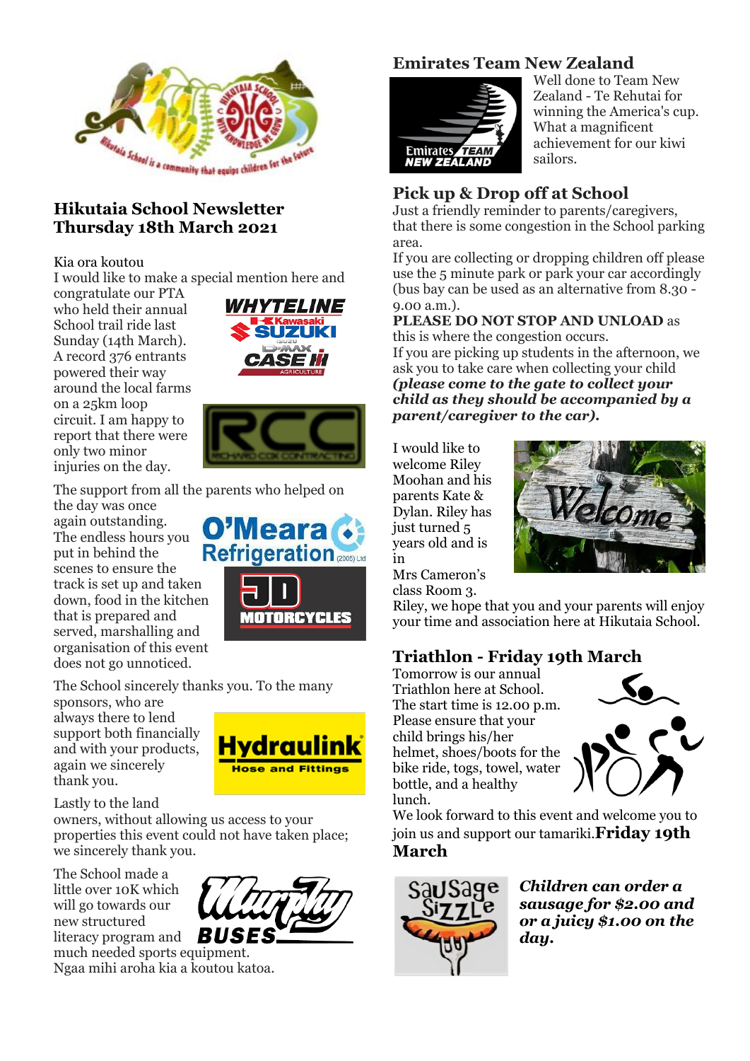# Hikutaia School Newsletter
## Thursday 18th March 2021

Kia ora koutou

I would like to make a special mention here and congratulate our PTA who held their annual School trail ride last Sunday (14th March). A record 376 entrants powered their way around the local farms on a 25km loop circuit. I am happy to report that there were only two minor injuries on the day.

The support from all the parents who helped on the day was once again outstanding. The endless hours you put in behind the scenes to ensure the track is set up and taken down, food in the kitchen that is prepared and served, marshalling and organisation of this event does not go unnoticed.

The School sincerely thanks you. To the many sponsors, who are always there to lend support both financially and with your products, again we sincerely thank you.

Lastly to the land owners, without allowing us access to your properties this event could not have taken place; we sincerely thank you.

The School made a little over 10K which will go towards our new structured literacy program and much needed sports equipment.

Ngaa mihi aroha kia a koutou katoa.

## Emirates Team New Zealand

Well done to Team New Zealand - Te Rehutai for winning the America's cup. What a magnificent achievement for our kiwi sailors.

## Pick up & Drop off at School

Just a friendly reminder to parents/caregivers, that there is some congestion in the School parking area.

If you are collecting or dropping children off please use the 5 minute park or park your car accordingly (bus bay can be used as an alternative from 8.30 - 9.00 a.m.).

**PLEASE DO NOT STOP AND UNLOAD** as this is where the congestion occurs.

If you are picking up students in the afternoon, we ask you to take care when collecting your child ***(please come to the gate to collect your child as they should be accompanied by a parent/caregiver to the car).***

I would like to welcome Riley Moohan and his parents Kate & Dylan. Riley has just turned 5 years old and is in Mrs Cameron's class Room 3.

Riley, we hope that you and your parents will enjoy your time and association here at Hikutaia School.

## Triathlon - Friday 19th March

Tomorrow is our annual Triathlon here at School. The start time is 12.00 p.m. Please ensure that your child brings his/her helmet, shoes/boots for the bike ride, togs, towel, water bottle, and a healthy lunch.

We look forward to this event and welcome you to join us and support our tamariki. **Friday 19th March**

***Children can order a sausage for $2.00 and or a juicy $1.00 on the day.***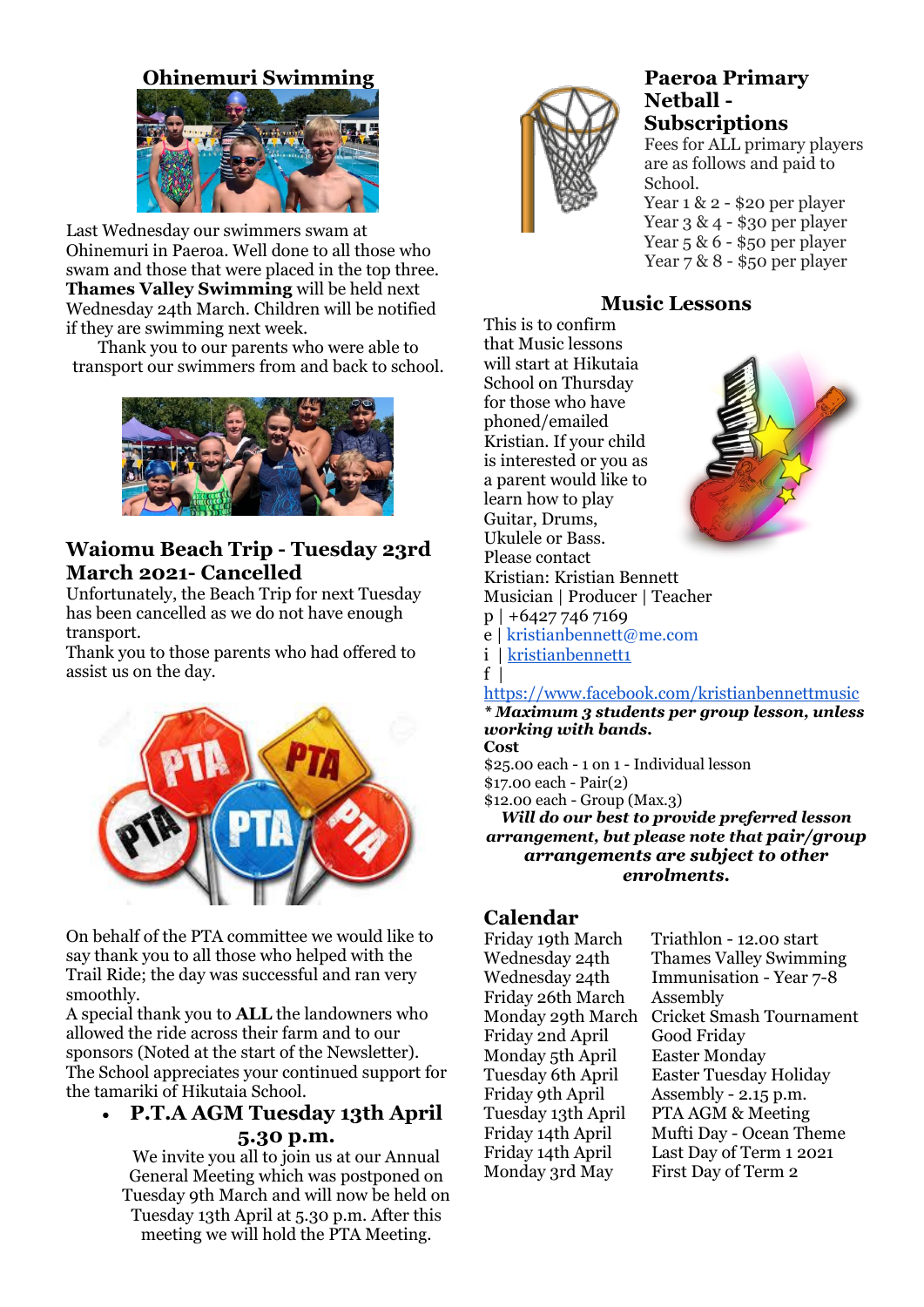## Ohinemuri Swimming

Last Wednesday our swimmers swam at Ohinemuri in Paeroa. Well done to all those who swam and those that were placed in the top three. **Thames Valley Swimming** will be held next Wednesday 24th March. Children will be notified if they are swimming next week.

Thank you to our parents who were able to transport our swimmers from and back to school.

## Waiomu Beach Trip - Tuesday 23rd March 2021- Cancelled

Unfortunately, the Beach Trip for next Tuesday has been cancelled as we do not have enough transport.

Thank you to those parents who had offered to assist us on the day.

On behalf of the PTA committee we would like to say thank you to all those who helped with the Trail Ride; the day was successful and ran very smoothly.

A special thank you to **ALL** the landowners who allowed the ride across their farm and to our sponsors (Noted at the start of the Newsletter). The School appreciates your continued support for the tamariki of Hikutaia School.

- **P.T.A AGM Tuesday 13th April 5.30 p.m.**

  We invite you all to join us at our Annual General Meeting which was postponed on Tuesday 9th March and will now be held on Tuesday 13th April at 5.30 p.m. After this meeting we will hold the PTA Meeting.

## Paeroa Primary Netball - Subscriptions

Fees for ALL primary players are as follows and paid to School.

Year 1 & 2 - $20 per player
Year 3 & 4 - $30 per player
Year 5 & 6 - $50 per player
Year 7 & 8 - $50 per player

## Music Lessons

This is to confirm that Music lessons will start at Hikutaia School on Thursday for those who have phoned/emailed Kristian. If your child is interested or you as a parent would like to learn how to play Guitar, Drums, Ukulele or Bass. Please contact

Kristian: Kristian Bennett
Musician | Producer | Teacher
p | +6427 746 7169
e | kristianbennett@me.com
i | kristianbennett1
f | https://www.facebook.com/kristianbennettmusic

***Maximum 3 students per group lesson, unless working with bands.**

**Cost**

$25.00 each - 1 on 1 - Individual lesson
$17.00 each - Pair(2)
$12.00 each - Group (Max.3)

***Will do our best to provide preferred lesson arrangement, but please note that pair/group arrangements are subject to other enrolments.***

## Calendar

| | |
|---|---|
| Friday 19th March | Triathlon - 12.00 start |
| Wednesday 24th | Thames Valley Swimming |
| Wednesday 24th | Immunisation - Year 7-8 |
| Friday 26th March | Assembly |
| Monday 29th March | Cricket Smash Tournament |
| Friday 2nd April | Good Friday |
| Monday 5th April | Easter Monday |
| Tuesday 6th April | Easter Tuesday Holiday |
| Friday 9th April | Assembly - 2.15 p.m. |
| Tuesday 13th April | PTA AGM & Meeting |
| Friday 14th April | Mufti Day - Ocean Theme |
| Friday 14th April | Last Day of Term 1 2021 |
| Monday 3rd May | First Day of Term 2 |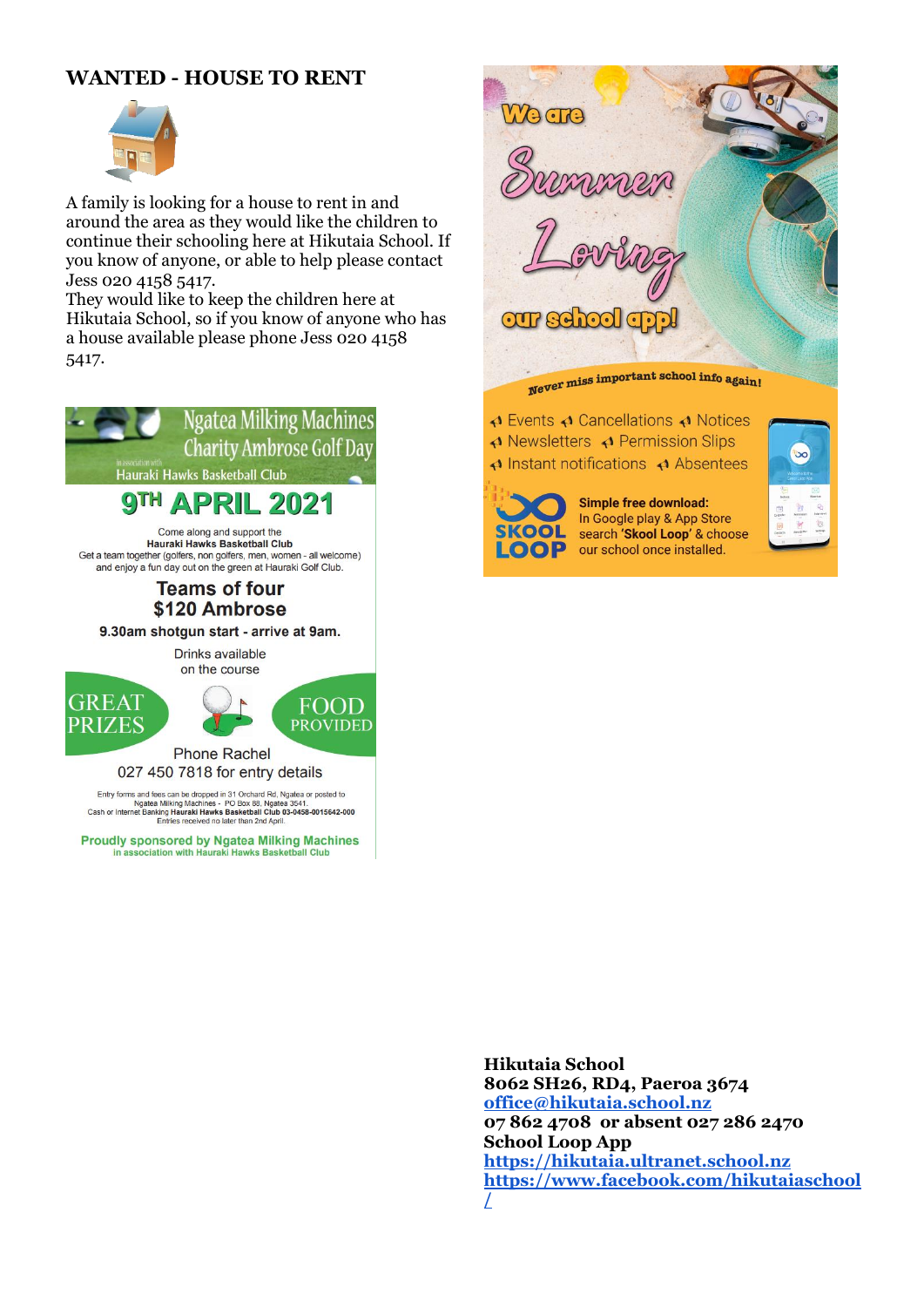## WANTED - HOUSE TO RENT

A family is looking for a house to rent in and around the area as they would like the children to continue their schooling here at Hikutaia School. If you know of anyone, or able to help please contact Jess 020 4158 5417.
They would like to keep the children here at Hikutaia School, so if you know of anyone who has a house available please phone Jess 020 4158 5417.

## Ngatea Milking Machines Charity Ambrose Golf Day

in association with Hauraki Hawks Basketball Club

### 9TH APRIL 2021

Come along and support the **Hauraki Hawks Basketball Club**
Get a team together (golfers, non golfers, men, women - all welcome) and enjoy a fun day out on the green at Hauraki Golf Club.

**Teams of four**
**$120 Ambrose**

**9.30am shotgun start - arrive at 9am.**

Drinks available on the course

GREAT PRIZES

FOOD PROVIDED

Phone Rachel 027 450 7818 for entry details

Entry forms and fees can be dropped in 31 Orchard Rd, Ngatea or posted to Ngatea Milking Machines - PO Box 88, Ngatea 3541.
Cash or Internet Banking **Hauraki Hawks Basketball Club 03-0458-0015642-000**
Entries received no later than 2nd April.

**Proudly sponsored by Ngatea Milking Machines**
**in association with Hauraki Hawks Basketball Club**

## We are Summer Loving our school app!

Never miss important school info again!

- Events
- Cancellations
- Notices
- Newsletters
- Permission Slips
- Instant notifications
- Absentees

SKOOL LOOP

**Simple free download:**
In Google play & App Store search **'Skool Loop'** & choose our school once installed.

**Hikutaia School**
**8062 SH26, RD4, Paeroa 3674**
**[office@hikutaia.school.nz](mailto:office@hikutaia.school.nz)**
**07 862 4708 or absent 027 286 2470**
**School Loop App**
**[https://hikutaia.ultranet.school.nz](https://hikutaia.ultranet.school.nz)**
**[https://www.facebook.com/hikutaiaschool/](https://www.facebook.com/hikutaiaschool/)**